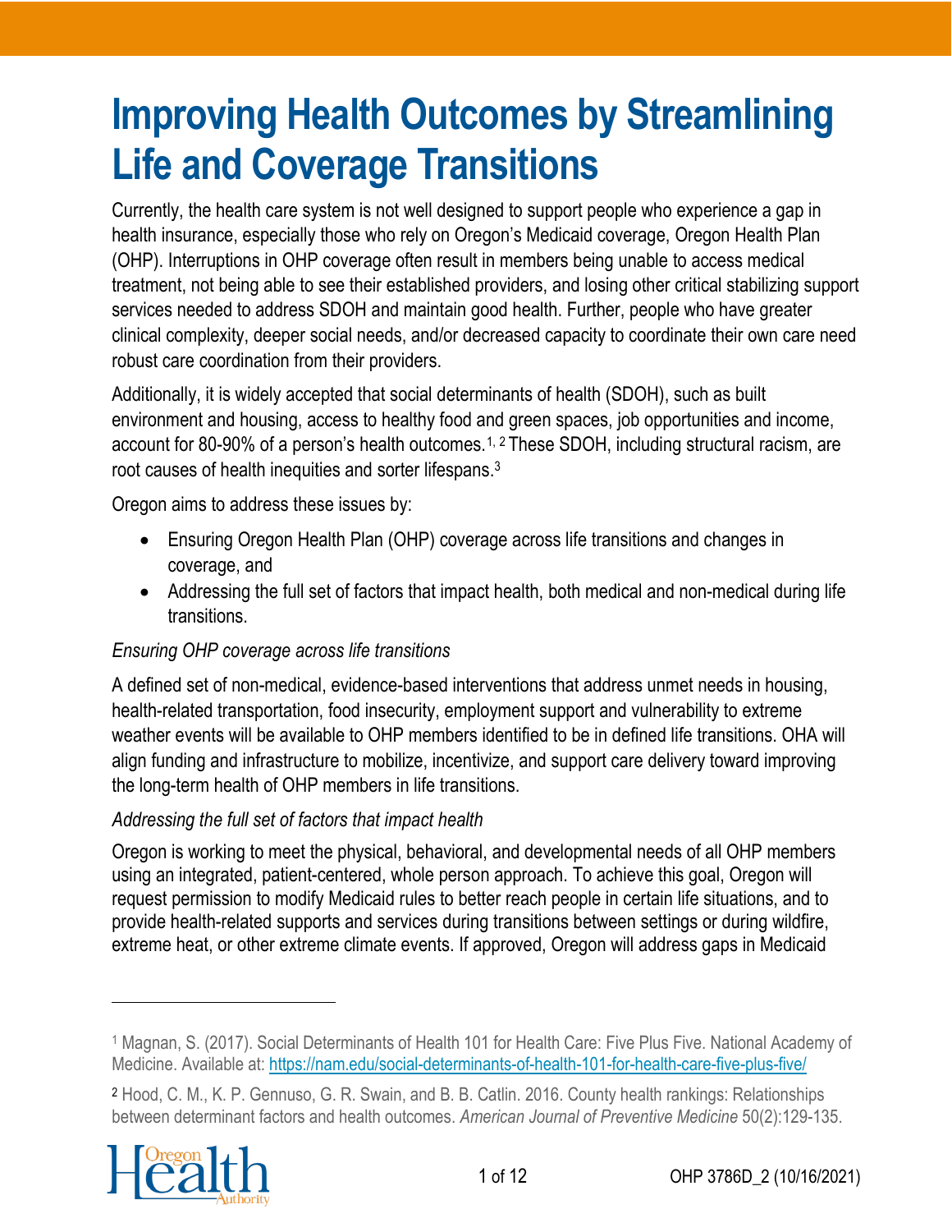# Improving Health Outcomes by Streamlining Life and Coverage Transitions

Currently, the health care system is not well designed to support people who experience a gap in health insurance, especially those who rely on Oregon's Medicaid coverage, Oregon Health Plan (OHP). Interruptions in OHP coverage often result in members being unable to access medical treatment, not being able to see their established providers, and losing other critical stabilizing support services needed to address SDOH and maintain good health. Further, people who have greater clinical complexity, deeper social needs, and/or decreased capacity to coordinate their own care need robust care coordination from their providers.

Additionally, it is widely accepted that social determinants of health (SDOH), such as built environment and housing, access to healthy food and green spaces, job opportunities and income, account for 80-90% of a person's health outcomes.[1, 2] These SDOH, including structural racism, are root causes of health inequities and sorter lifespans.[3]

Oregon aims to address these issues by:

- Ensuring Oregon Health Plan (OHP) coverage across life transitions and changes in coverage, and
- Addressing the full set of factors that impact health, both medical and non-medical during life transitions.

*Ensuring OHP coverage across life transitions*

A defined set of non-medical, evidence-based interventions that address unmet needs in housing, health-related transportation, food insecurity, employment support and vulnerability to extreme weather events will be available to OHP members identified to be in defined life transitions. OHA will align funding and infrastructure to mobilize, incentivize, and support care delivery toward improving the long-term health of OHP members in life transitions.

*Addressing the full set of factors that impact health*

Oregon is working to meet the physical, behavioral, and developmental needs of all OHP members using an integrated, patient-centered, whole person approach. To achieve this goal, Oregon will request permission to modify Medicaid rules to better reach people in certain life situations, and to provide health-related supports and services during transitions between settings or during wildfire, extreme heat, or other extreme climate events. If approved, Oregon will address gaps in Medicaid

---

[1] Magnan, S. (2017). Social Determinants of Health 101 for Health Care: Five Plus Five. National Academy of Medicine. Available at: https://nam.edu/social-determinants-of-health-101-for-health-care-five-plus-five/

[2] Hood, C. M., K. P. Gennuso, G. R. Swain, and B. B. Catlin. 2016. County health rankings: Relationships between determinant factors and health outcomes. *American Journal of Preventive Medicine* 50(2):129-135.

OHP 3786D_2 (10/16/2021)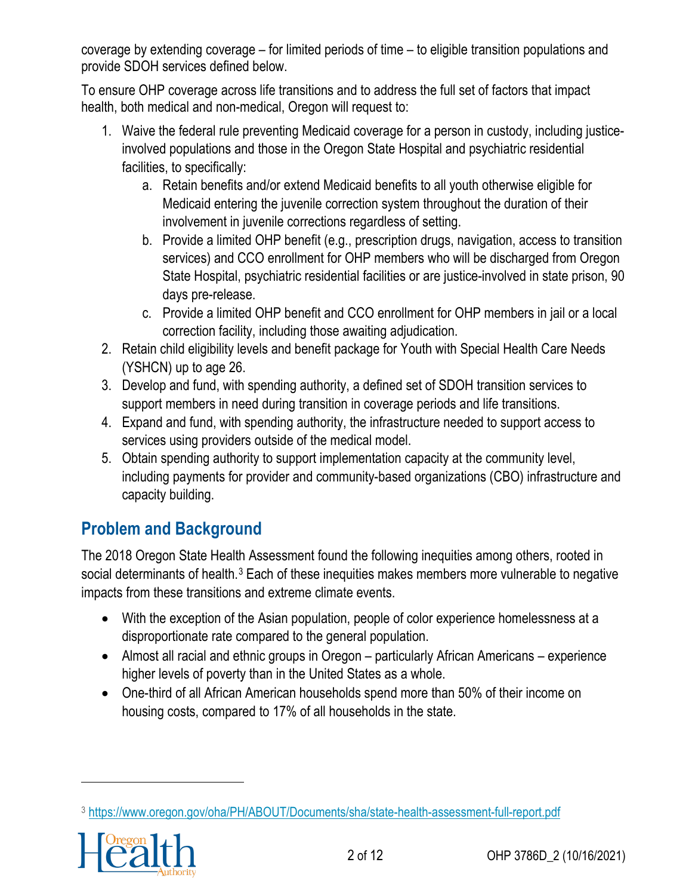coverage by extending coverage – for limited periods of time – to eligible transition populations and provide SDOH services defined below.

To ensure OHP coverage across life transitions and to address the full set of factors that impact health, both medical and non-medical, Oregon will request to:

1. Waive the federal rule preventing Medicaid coverage for a person in custody, including justice-involved populations and those in the Oregon State Hospital and psychiatric residential facilities, to specifically:
    a. Retain benefits and/or extend Medicaid benefits to all youth otherwise eligible for Medicaid entering the juvenile correction system throughout the duration of their involvement in juvenile corrections regardless of setting.
    b. Provide a limited OHP benefit (e.g., prescription drugs, navigation, access to transition services) and CCO enrollment for OHP members who will be discharged from Oregon State Hospital, psychiatric residential facilities or are justice-involved in state prison, 90 days pre-release.
    c. Provide a limited OHP benefit and CCO enrollment for OHP members in jail or a local correction facility, including those awaiting adjudication.
2. Retain child eligibility levels and benefit package for Youth with Special Health Care Needs (YSHCN) up to age 26.
3. Develop and fund, with spending authority, a defined set of SDOH transition services to support members in need during transition in coverage periods and life transitions.
4. Expand and fund, with spending authority, the infrastructure needed to support access to services using providers outside of the medical model.
5. Obtain spending authority to support implementation capacity at the community level, including payments for provider and community-based organizations (CBO) infrastructure and capacity building.

## Problem and Background

The 2018 Oregon State Health Assessment found the following inequities among others, rooted in social determinants of health.[3] Each of these inequities makes members more vulnerable to negative impacts from these transitions and extreme climate events.

- With the exception of the Asian population, people of color experience homelessness at a disproportionate rate compared to the general population.
- Almost all racial and ethnic groups in Oregon – particularly African Americans – experience higher levels of poverty than in the United States as a whole.
- One-third of all African American households spend more than 50% of their income on housing costs, compared to 17% of all households in the state.

[3] https://www.oregon.gov/oha/PH/ABOUT/Documents/sha/state-health-assessment-full-report.pdf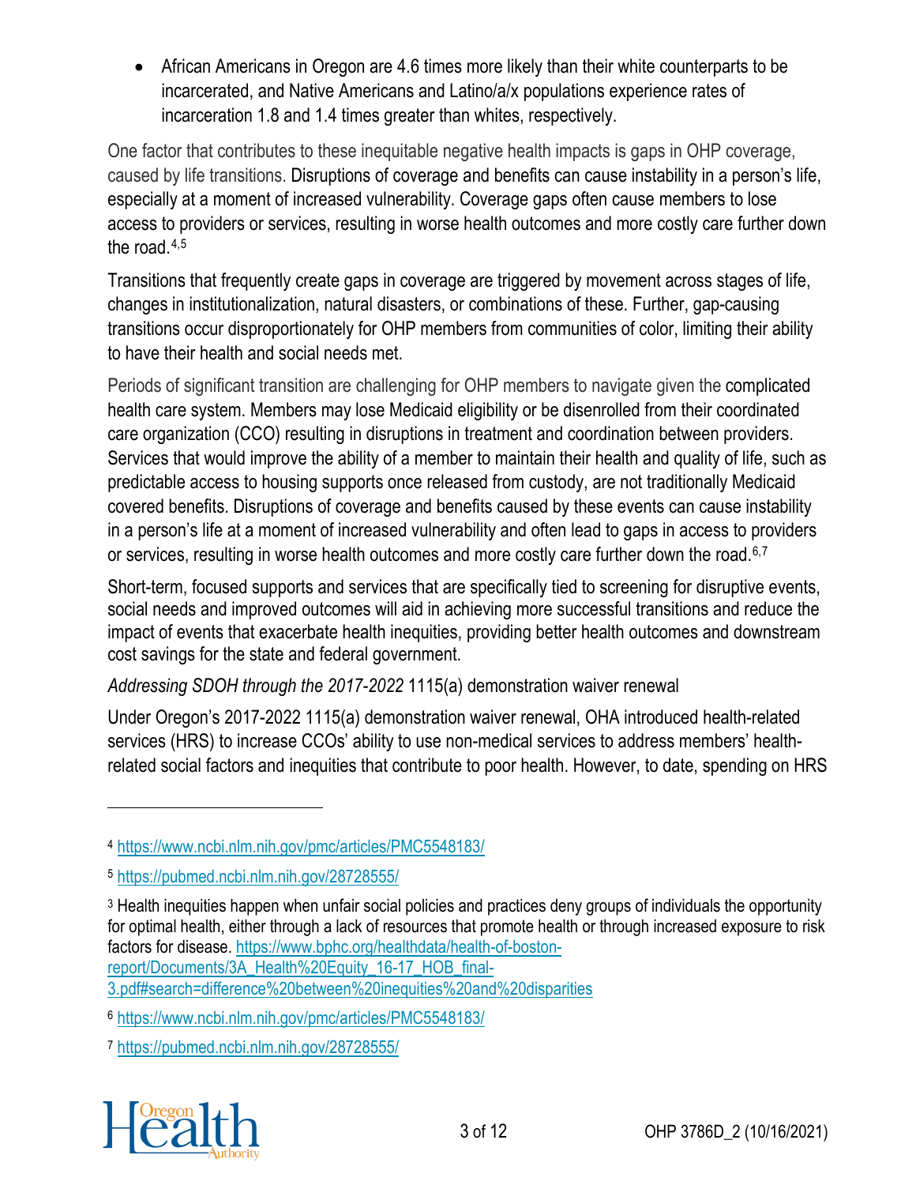- African Americans in Oregon are 4.6 times more likely than their white counterparts to be incarcerated, and Native Americans and Latino/a/x populations experience rates of incarceration 1.8 and 1.4 times greater than whites, respectively.

One factor that contributes to these inequitable negative health impacts is gaps in OHP coverage, caused by life transitions. Disruptions of coverage and benefits can cause instability in a person's life, especially at a moment of increased vulnerability. Coverage gaps often cause members to lose access to providers or services, resulting in worse health outcomes and more costly care further down the road.[4,5]

Transitions that frequently create gaps in coverage are triggered by movement across stages of life, changes in institutionalization, natural disasters, or combinations of these. Further, gap-causing transitions occur disproportionately for OHP members from communities of color, limiting their ability to have their health and social needs met.

Periods of significant transition are challenging for OHP members to navigate given the complicated health care system. Members may lose Medicaid eligibility or be disenrolled from their coordinated care organization (CCO) resulting in disruptions in treatment and coordination between providers. Services that would improve the ability of a member to maintain their health and quality of life, such as predictable access to housing supports once released from custody, are not traditionally Medicaid covered benefits. Disruptions of coverage and benefits caused by these events can cause instability in a person's life at a moment of increased vulnerability and often lead to gaps in access to providers or services, resulting in worse health outcomes and more costly care further down the road.[6,7]

Short-term, focused supports and services that are specifically tied to screening for disruptive events, social needs and improved outcomes will aid in achieving more successful transitions and reduce the impact of events that exacerbate health inequities, providing better health outcomes and downstream cost savings for the state and federal government.

*Addressing SDOH through the 2017-2022* 1115(a) demonstration waiver renewal

Under Oregon's 2017-2022 1115(a) demonstration waiver renewal, OHA introduced health-related services (HRS) to increase CCOs' ability to use non-medical services to address members' health-related social factors and inequities that contribute to poor health. However, to date, spending on HRS

---

[4] https://www.ncbi.nlm.nih.gov/pmc/articles/PMC5548183/

[5] https://pubmed.ncbi.nlm.nih.gov/28728555/

[3] Health inequities happen when unfair social policies and practices deny groups of individuals the opportunity for optimal health, either through a lack of resources that promote health or through increased exposure to risk factors for disease. https://www.bphc.org/healthdata/health-of-boston-report/Documents/3A_Health%20Equity_16-17_HOB_final-3.pdf#search=difference%20between%20inequities%20and%20disparities

[6] https://www.ncbi.nlm.nih.gov/pmc/articles/PMC5548183/

[7] https://pubmed.ncbi.nlm.nih.gov/28728555/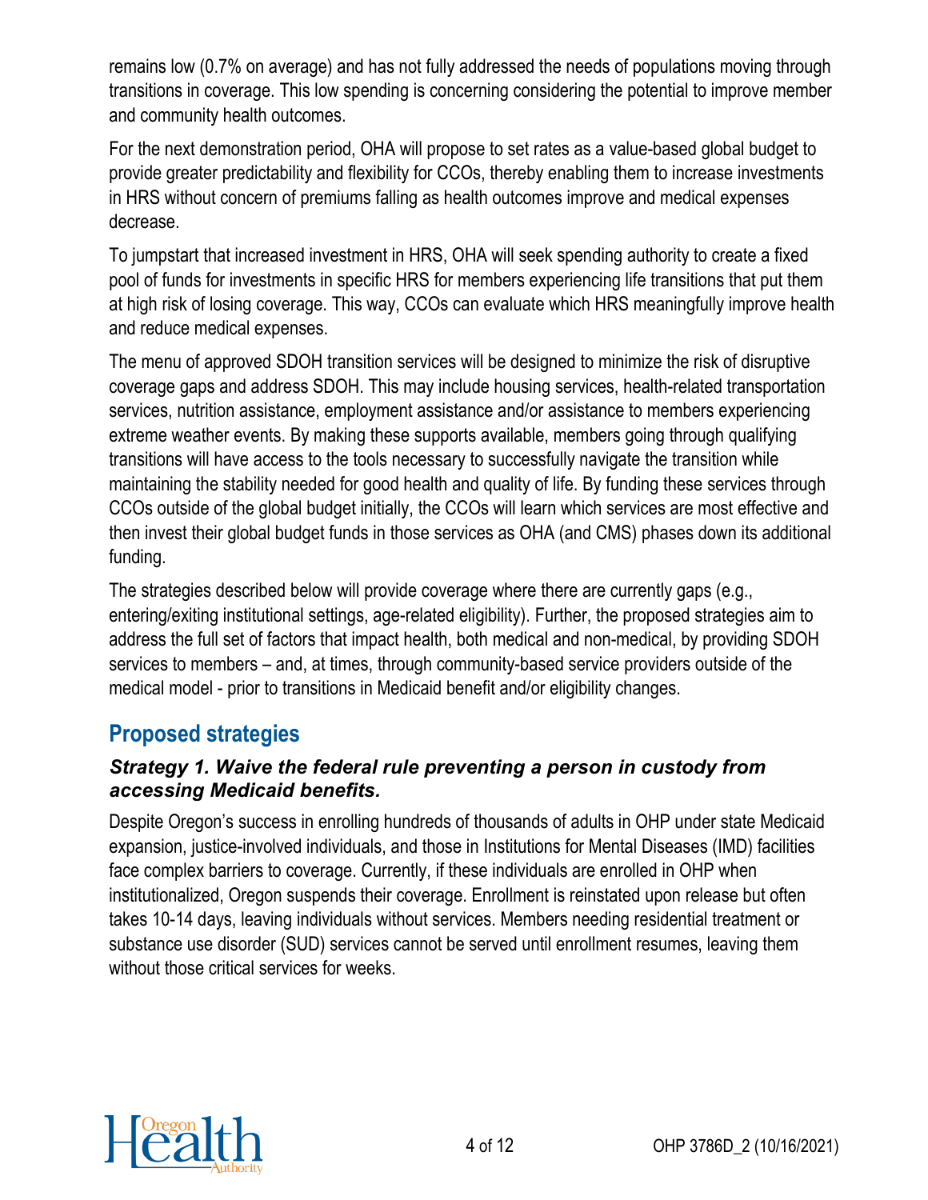remains low (0.7% on average) and has not fully addressed the needs of populations moving through transitions in coverage. This low spending is concerning considering the potential to improve member and community health outcomes.

For the next demonstration period, OHA will propose to set rates as a value-based global budget to provide greater predictability and flexibility for CCOs, thereby enabling them to increase investments in HRS without concern of premiums falling as health outcomes improve and medical expenses decrease.

To jumpstart that increased investment in HRS, OHA will seek spending authority to create a fixed pool of funds for investments in specific HRS for members experiencing life transitions that put them at high risk of losing coverage. This way, CCOs can evaluate which HRS meaningfully improve health and reduce medical expenses.

The menu of approved SDOH transition services will be designed to minimize the risk of disruptive coverage gaps and address SDOH. This may include housing services, health-related transportation services, nutrition assistance, employment assistance and/or assistance to members experiencing extreme weather events. By making these supports available, members going through qualifying transitions will have access to the tools necessary to successfully navigate the transition while maintaining the stability needed for good health and quality of life. By funding these services through CCOs outside of the global budget initially, the CCOs will learn which services are most effective and then invest their global budget funds in those services as OHA (and CMS) phases down its additional funding.

The strategies described below will provide coverage where there are currently gaps (e.g., entering/exiting institutional settings, age-related eligibility). Further, the proposed strategies aim to address the full set of factors that impact health, both medical and non-medical, by providing SDOH services to members – and, at times, through community-based service providers outside of the medical model - prior to transitions in Medicaid benefit and/or eligibility changes.

## Proposed strategies

### *Strategy 1. Waive the federal rule preventing a person in custody from accessing Medicaid benefits.*

Despite Oregon's success in enrolling hundreds of thousands of adults in OHP under state Medicaid expansion, justice-involved individuals, and those in Institutions for Mental Diseases (IMD) facilities face complex barriers to coverage. Currently, if these individuals are enrolled in OHP when institutionalized, Oregon suspends their coverage. Enrollment is reinstated upon release but often takes 10-14 days, leaving individuals without services. Members needing residential treatment or substance use disorder (SUD) services cannot be served until enrollment resumes, leaving them without those critical services for weeks.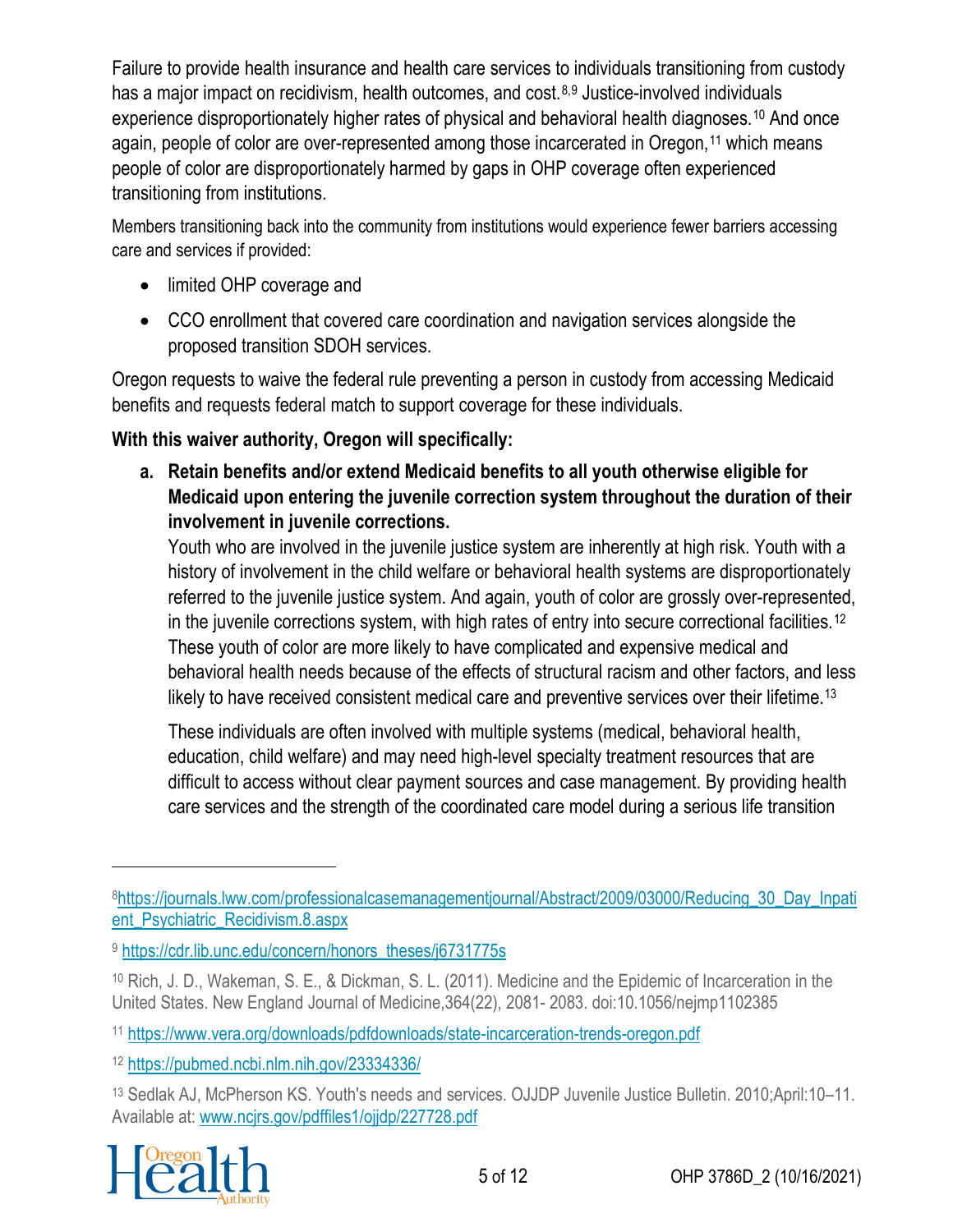Failure to provide health insurance and health care services to individuals transitioning from custody has a major impact on recidivism, health outcomes, and cost.[8,9] Justice-involved individuals experience disproportionately higher rates of physical and behavioral health diagnoses.[10] And once again, people of color are over-represented among those incarcerated in Oregon,[11] which means people of color are disproportionately harmed by gaps in OHP coverage often experienced transitioning from institutions.

Members transitioning back into the community from institutions would experience fewer barriers accessing care and services if provided:

- limited OHP coverage and
- CCO enrollment that covered care coordination and navigation services alongside the proposed transition SDOH services.

Oregon requests to waive the federal rule preventing a person in custody from accessing Medicaid benefits and requests federal match to support coverage for these individuals.

**With this waiver authority, Oregon will specifically:**

a. **Retain benefits and/or extend Medicaid benefits to all youth otherwise eligible for Medicaid upon entering the juvenile correction system throughout the duration of their involvement in juvenile corrections.**

   Youth who are involved in the juvenile justice system are inherently at high risk. Youth with a history of involvement in the child welfare or behavioral health systems are disproportionately referred to the juvenile justice system. And again, youth of color are grossly over-represented, in the juvenile corrections system, with high rates of entry into secure correctional facilities.[12] These youth of color are more likely to have complicated and expensive medical and behavioral health needs because of the effects of structural racism and other factors, and less likely to have received consistent medical care and preventive services over their lifetime.[13]

   These individuals are often involved with multiple systems (medical, behavioral health, education, child welfare) and may need high-level specialty treatment resources that are difficult to access without clear payment sources and case management. By providing health care services and the strength of the coordinated care model during a serious life transition

---

[8] https://journals.lww.com/professionalcasemanagementjournal/Abstract/2009/03000/Reducing_30_Day_Inpatient_Psychiatric_Recidivism.8.aspx

[9] https://cdr.lib.unc.edu/concern/honors_theses/j6731775s

[10] Rich, J. D., Wakeman, S. E., & Dickman, S. L. (2011). Medicine and the Epidemic of Incarceration in the United States. New England Journal of Medicine,364(22), 2081- 2083. doi:10.1056/nejmp1102385

[11] https://www.vera.org/downloads/pdfdownloads/state-incarceration-trends-oregon.pdf

[12] https://pubmed.ncbi.nlm.nih.gov/23334336/

[13] Sedlak AJ, McPherson KS. Youth's needs and services. OJJDP Juvenile Justice Bulletin. 2010;April:10–11. Available at: www.ncjrs.gov/pdffiles1/ojjdp/227728.pdf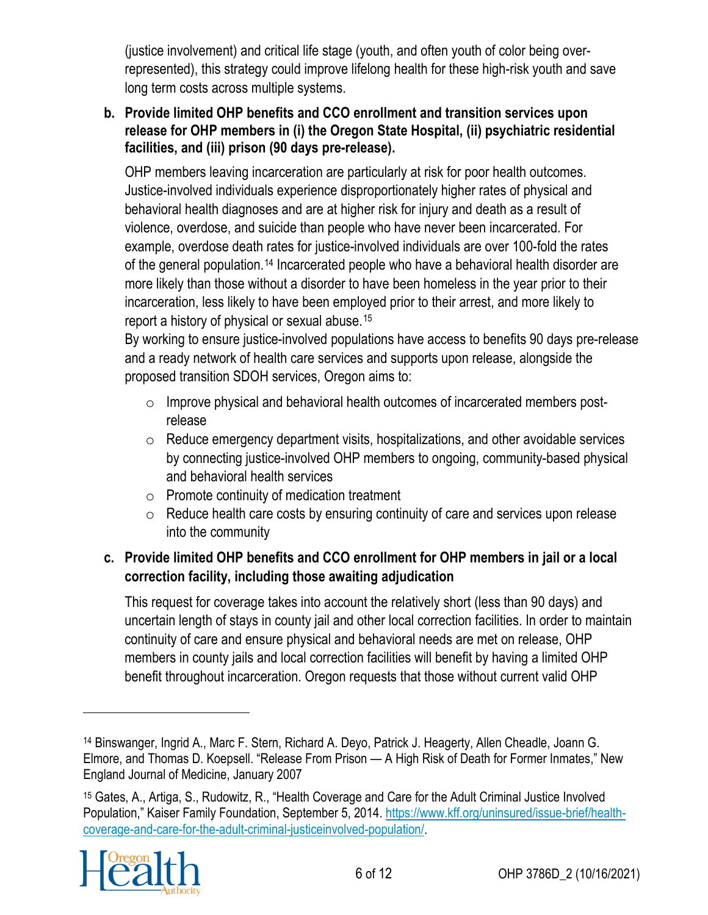(justice involvement) and critical life stage (youth, and often youth of color being over-represented), this strategy could improve lifelong health for these high-risk youth and save long term costs across multiple systems.

**b. Provide limited OHP benefits and CCO enrollment and transition services upon release for OHP members in (i) the Oregon State Hospital, (ii) psychiatric residential facilities, and (iii) prison (90 days pre-release).**

OHP members leaving incarceration are particularly at risk for poor health outcomes. Justice-involved individuals experience disproportionately higher rates of physical and behavioral health diagnoses and are at higher risk for injury and death as a result of violence, overdose, and suicide than people who have never been incarcerated. For example, overdose death rates for justice-involved individuals are over 100-fold the rates of the general population.[14] Incarcerated people who have a behavioral health disorder are more likely than those without a disorder to have been homeless in the year prior to their incarceration, less likely to have been employed prior to their arrest, and more likely to report a history of physical or sexual abuse.[15]

By working to ensure justice-involved populations have access to benefits 90 days pre-release and a ready network of health care services and supports upon release, alongside the proposed transition SDOH services, Oregon aims to:

- Improve physical and behavioral health outcomes of incarcerated members post-release
- Reduce emergency department visits, hospitalizations, and other avoidable services by connecting justice-involved OHP members to ongoing, community-based physical and behavioral health services
- Promote continuity of medication treatment
- Reduce health care costs by ensuring continuity of care and services upon release into the community

**c. Provide limited OHP benefits and CCO enrollment for OHP members in jail or a local correction facility, including those awaiting adjudication**

This request for coverage takes into account the relatively short (less than 90 days) and uncertain length of stays in county jail and other local correction facilities. In order to maintain continuity of care and ensure physical and behavioral needs are met on release, OHP members in county jails and local correction facilities will benefit by having a limited OHP benefit throughout incarceration. Oregon requests that those without current valid OHP

---

[14] Binswanger, Ingrid A., Marc F. Stern, Richard A. Deyo, Patrick J. Heagerty, Allen Cheadle, Joann G. Elmore, and Thomas D. Koepsell. "Release From Prison — A High Risk of Death for Former Inmates," New England Journal of Medicine, January 2007

[15] Gates, A., Artiga, S., Rudowitz, R., "Health Coverage and Care for the Adult Criminal Justice Involved Population," Kaiser Family Foundation, September 5, 2014. https://www.kff.org/uninsured/issue-brief/health-coverage-and-care-for-the-adult-criminal-justiceinvolved-population/.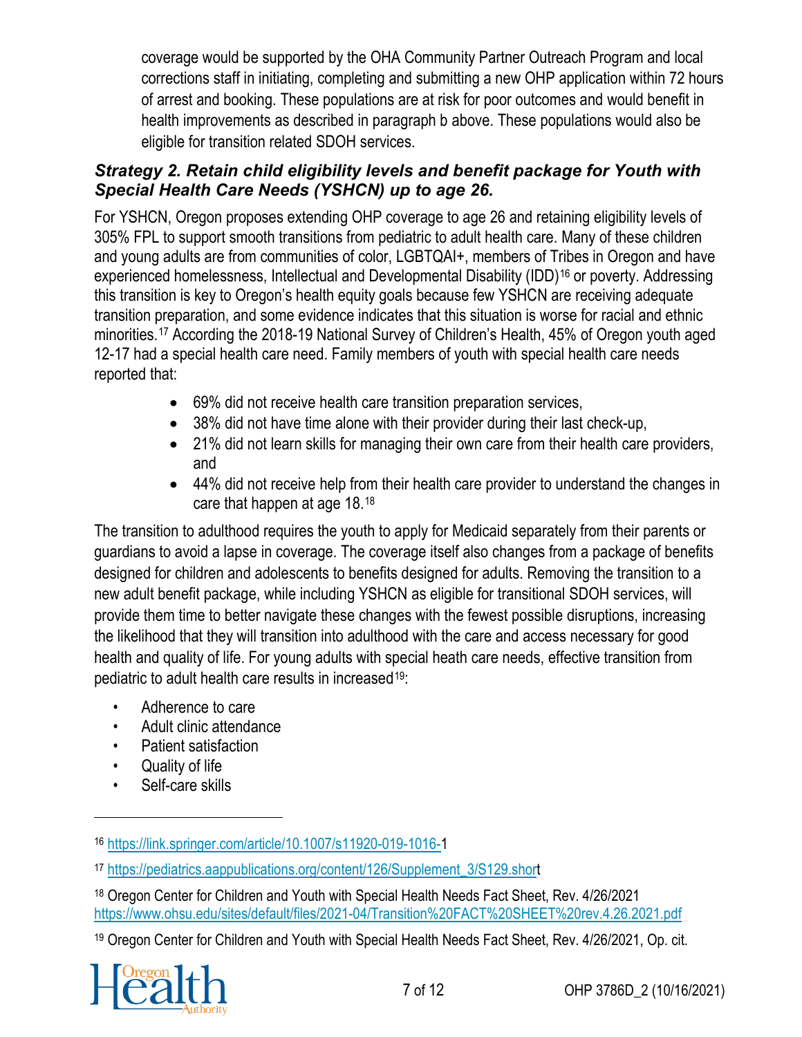coverage would be supported by the OHA Community Partner Outreach Program and local corrections staff in initiating, completing and submitting a new OHP application within 72 hours of arrest and booking. These populations are at risk for poor outcomes and would benefit in health improvements as described in paragraph b above. These populations would also be eligible for transition related SDOH services.

### *Strategy 2. Retain child eligibility levels and benefit package for Youth with Special Health Care Needs (YSHCN) up to age 26.*

For YSHCN, Oregon proposes extending OHP coverage to age 26 and retaining eligibility levels of 305% FPL to support smooth transitions from pediatric to adult health care. Many of these children and young adults are from communities of color, LGBTQAI+, members of Tribes in Oregon and have experienced homelessness, Intellectual and Developmental Disability (IDD)[16] or poverty. Addressing this transition is key to Oregon's health equity goals because few YSHCN are receiving adequate transition preparation, and some evidence indicates that this situation is worse for racial and ethnic minorities.[17] According the 2018-19 National Survey of Children's Health, 45% of Oregon youth aged 12-17 had a special health care need. Family members of youth with special health care needs reported that:

- 69% did not receive health care transition preparation services,
- 38% did not have time alone with their provider during their last check-up,
- 21% did not learn skills for managing their own care from their health care providers, and
- 44% did not receive help from their health care provider to understand the changes in care that happen at age 18.[18]

The transition to adulthood requires the youth to apply for Medicaid separately from their parents or guardians to avoid a lapse in coverage. The coverage itself also changes from a package of benefits designed for children and adolescents to benefits designed for adults. Removing the transition to a new adult benefit package, while including YSHCN as eligible for transitional SDOH services, will provide them time to better navigate these changes with the fewest possible disruptions, increasing the likelihood that they will transition into adulthood with the care and access necessary for good health and quality of life. For young adults with special heath care needs, effective transition from pediatric to adult health care results in increased[19]:

- Adherence to care
- Adult clinic attendance
- Patient satisfaction
- Quality of life
- Self-care skills

---

[16] https://link.springer.com/article/10.1007/s11920-019-1016-1

[17] https://pediatrics.aappublications.org/content/126/Supplement_3/S129.short

[18] Oregon Center for Children and Youth with Special Health Needs Fact Sheet, Rev. 4/26/2021 https://www.ohsu.edu/sites/default/files/2021-04/Transition%20FACT%20SHEET%20rev.4.26.2021.pdf

[19] Oregon Center for Children and Youth with Special Health Needs Fact Sheet, Rev. 4/26/2021, Op. cit.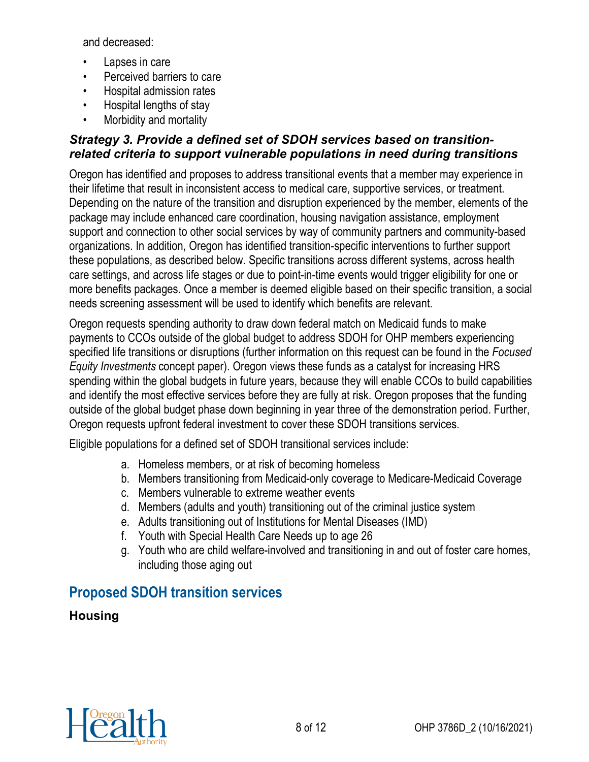and decreased:

- Lapses in care
- Perceived barriers to care
- Hospital admission rates
- Hospital lengths of stay
- Morbidity and mortality

### *Strategy 3. Provide a defined set of SDOH services based on transition-related criteria to support vulnerable populations in need during transitions*

Oregon has identified and proposes to address transitional events that a member may experience in their lifetime that result in inconsistent access to medical care, supportive services, or treatment. Depending on the nature of the transition and disruption experienced by the member, elements of the package may include enhanced care coordination, housing navigation assistance, employment support and connection to other social services by way of community partners and community-based organizations. In addition, Oregon has identified transition-specific interventions to further support these populations, as described below. Specific transitions across different systems, across health care settings, and across life stages or due to point-in-time events would trigger eligibility for one or more benefits packages. Once a member is deemed eligible based on their specific transition, a social needs screening assessment will be used to identify which benefits are relevant.

Oregon requests spending authority to draw down federal match on Medicaid funds to make payments to CCOs outside of the global budget to address SDOH for OHP members experiencing specified life transitions or disruptions (further information on this request can be found in the *Focused Equity Investments* concept paper). Oregon views these funds as a catalyst for increasing HRS spending within the global budgets in future years, because they will enable CCOs to build capabilities and identify the most effective services before they are fully at risk. Oregon proposes that the funding outside of the global budget phase down beginning in year three of the demonstration period. Further, Oregon requests upfront federal investment to cover these SDOH transitions services.

Eligible populations for a defined set of SDOH transitional services include:

a. Homeless members, or at risk of becoming homeless
b. Members transitioning from Medicaid-only coverage to Medicare-Medicaid Coverage
c. Members vulnerable to extreme weather events
d. Members (adults and youth) transitioning out of the criminal justice system
e. Adults transitioning out of Institutions for Mental Diseases (IMD)
f. Youth with Special Health Care Needs up to age 26
g. Youth who are child welfare-involved and transitioning in and out of foster care homes, including those aging out

## Proposed SDOH transition services

### Housing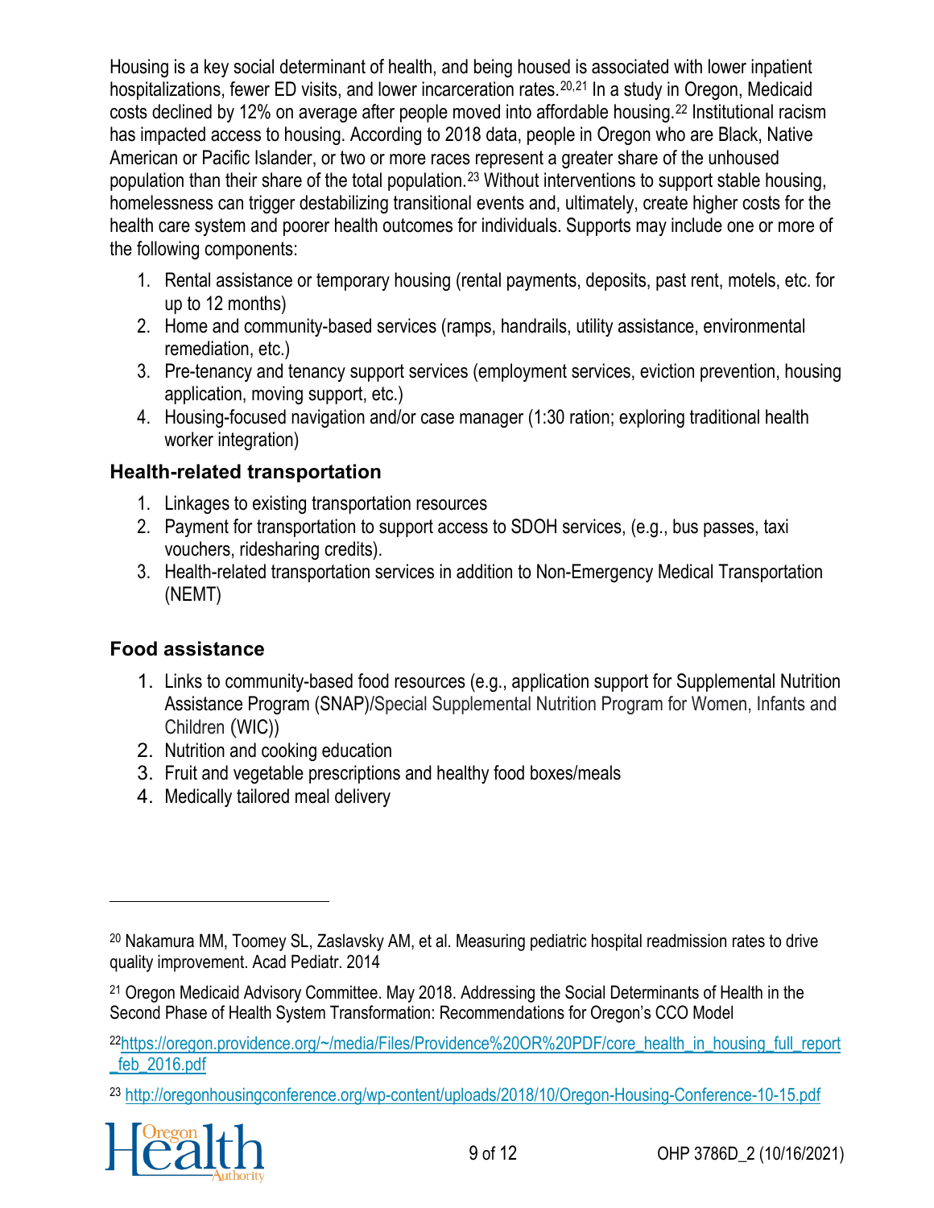Housing is a key social determinant of health, and being housed is associated with lower inpatient hospitalizations, fewer ED visits, and lower incarceration rates.[20,21] In a study in Oregon, Medicaid costs declined by 12% on average after people moved into affordable housing.[22] Institutional racism has impacted access to housing. According to 2018 data, people in Oregon who are Black, Native American or Pacific Islander, or two or more races represent a greater share of the unhoused population than their share of the total population.[23] Without interventions to support stable housing, homelessness can trigger destabilizing transitional events and, ultimately, create higher costs for the health care system and poorer health outcomes for individuals. Supports may include one or more of the following components:

1. Rental assistance or temporary housing (rental payments, deposits, past rent, motels, etc. for up to 12 months)
2. Home and community-based services (ramps, handrails, utility assistance, environmental remediation, etc.)
3. Pre-tenancy and tenancy support services (employment services, eviction prevention, housing application, moving support, etc.)
4. Housing-focused navigation and/or case manager (1:30 ration; exploring traditional health worker integration)

## Health-related transportation

1. Linkages to existing transportation resources
2. Payment for transportation to support access to SDOH services, (e.g., bus passes, taxi vouchers, ridesharing credits).
3. Health-related transportation services in addition to Non-Emergency Medical Transportation (NEMT)

## Food assistance

1. Links to community-based food resources (e.g., application support for Supplemental Nutrition Assistance Program (SNAP)/Special Supplemental Nutrition Program for Women, Infants and Children (WIC))
2. Nutrition and cooking education
3. Fruit and vegetable prescriptions and healthy food boxes/meals
4. Medically tailored meal delivery

---

[20] Nakamura MM, Toomey SL, Zaslavsky AM, et al. Measuring pediatric hospital readmission rates to drive quality improvement. Acad Pediatr. 2014

[21] Oregon Medicaid Advisory Committee. May 2018. Addressing the Social Determinants of Health in the Second Phase of Health System Transformation: Recommendations for Oregon's CCO Model

[22] https://oregon.providence.org/~/media/Files/Providence%20OR%20PDF/core_health_in_housing_full_report_feb_2016.pdf

[23] http://oregonhousingconference.org/wp-content/uploads/2018/10/Oregon-Housing-Conference-10-15.pdf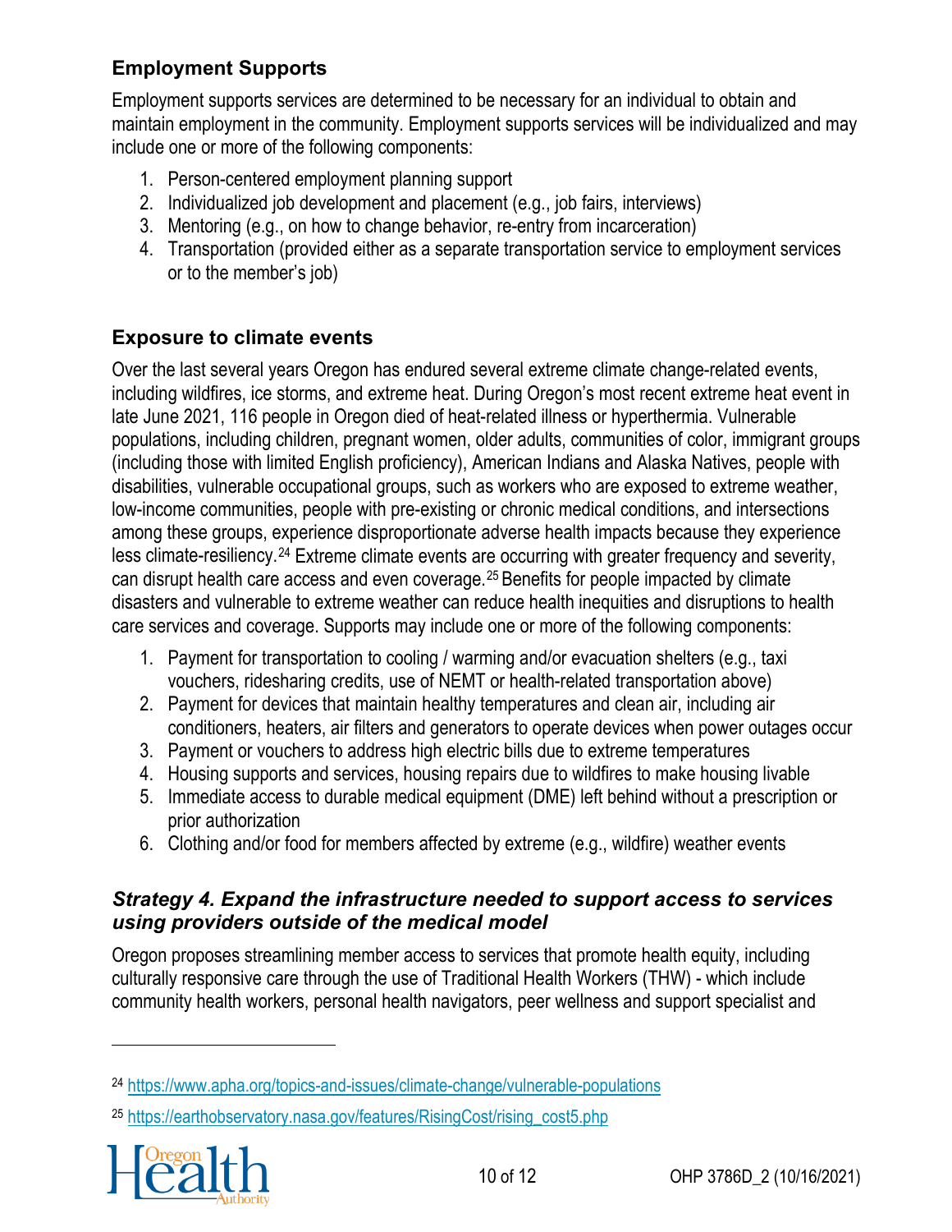### Employment Supports

Employment supports services are determined to be necessary for an individual to obtain and maintain employment in the community. Employment supports services will be individualized and may include one or more of the following components:

1. Person-centered employment planning support
2. Individualized job development and placement (e.g., job fairs, interviews)
3. Mentoring (e.g., on how to change behavior, re-entry from incarceration)
4. Transportation (provided either as a separate transportation service to employment services or to the member's job)

### Exposure to climate events

Over the last several years Oregon has endured several extreme climate change-related events, including wildfires, ice storms, and extreme heat. During Oregon's most recent extreme heat event in late June 2021, 116 people in Oregon died of heat-related illness or hyperthermia. Vulnerable populations, including children, pregnant women, older adults, communities of color, immigrant groups (including those with limited English proficiency), American Indians and Alaska Natives, people with disabilities, vulnerable occupational groups, such as workers who are exposed to extreme weather, low-income communities, people with pre-existing or chronic medical conditions, and intersections among these groups, experience disproportionate adverse health impacts because they experience less climate-resiliency.[24] Extreme climate events are occurring with greater frequency and severity, can disrupt health care access and even coverage.[25] Benefits for people impacted by climate disasters and vulnerable to extreme weather can reduce health inequities and disruptions to health care services and coverage. Supports may include one or more of the following components:

1. Payment for transportation to cooling / warming and/or evacuation shelters (e.g., taxi vouchers, ridesharing credits, use of NEMT or health-related transportation above)
2. Payment for devices that maintain healthy temperatures and clean air, including air conditioners, heaters, air filters and generators to operate devices when power outages occur
3. Payment or vouchers to address high electric bills due to extreme temperatures
4. Housing supports and services, housing repairs due to wildfires to make housing livable
5. Immediate access to durable medical equipment (DME) left behind without a prescription or prior authorization
6. Clothing and/or food for members affected by extreme (e.g., wildfire) weather events

### *Strategy 4. Expand the infrastructure needed to support access to services using providers outside of the medical model*

Oregon proposes streamlining member access to services that promote health equity, including culturally responsive care through the use of Traditional Health Workers (THW) - which include community health workers, personal health navigators, peer wellness and support specialist and

---

[24] https://www.apha.org/topics-and-issues/climate-change/vulnerable-populations

[25] https://earthobservatory.nasa.gov/features/RisingCost/rising_cost5.php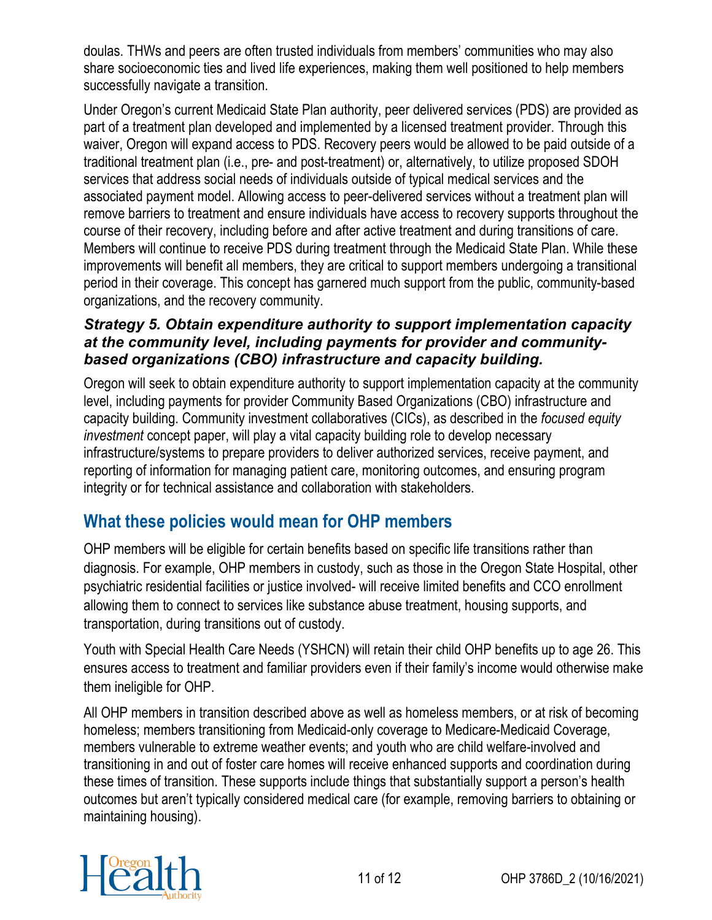doulas. THWs and peers are often trusted individuals from members' communities who may also share socioeconomic ties and lived life experiences, making them well positioned to help members successfully navigate a transition.

Under Oregon's current Medicaid State Plan authority, peer delivered services (PDS) are provided as part of a treatment plan developed and implemented by a licensed treatment provider. Through this waiver, Oregon will expand access to PDS. Recovery peers would be allowed to be paid outside of a traditional treatment plan (i.e., pre- and post-treatment) or, alternatively, to utilize proposed SDOH services that address social needs of individuals outside of typical medical services and the associated payment model. Allowing access to peer-delivered services without a treatment plan will remove barriers to treatment and ensure individuals have access to recovery supports throughout the course of their recovery, including before and after active treatment and during transitions of care. Members will continue to receive PDS during treatment through the Medicaid State Plan. While these improvements will benefit all members, they are critical to support members undergoing a transitional period in their coverage. This concept has garnered much support from the public, community-based organizations, and the recovery community.

### *Strategy 5. Obtain expenditure authority to support implementation capacity at the community level, including payments for provider and community-based organizations (CBO) infrastructure and capacity building.*

Oregon will seek to obtain expenditure authority to support implementation capacity at the community level, including payments for provider Community Based Organizations (CBO) infrastructure and capacity building. Community investment collaboratives (CICs), as described in the *focused equity investment* concept paper, will play a vital capacity building role to develop necessary infrastructure/systems to prepare providers to deliver authorized services, receive payment, and reporting of information for managing patient care, monitoring outcomes, and ensuring program integrity or for technical assistance and collaboration with stakeholders.

## What these policies would mean for OHP members

OHP members will be eligible for certain benefits based on specific life transitions rather than diagnosis. For example, OHP members in custody, such as those in the Oregon State Hospital, other psychiatric residential facilities or justice involved- will receive limited benefits and CCO enrollment allowing them to connect to services like substance abuse treatment, housing supports, and transportation, during transitions out of custody.

Youth with Special Health Care Needs (YSHCN) will retain their child OHP benefits up to age 26. This ensures access to treatment and familiar providers even if their family's income would otherwise make them ineligible for OHP.

All OHP members in transition described above as well as homeless members, or at risk of becoming homeless; members transitioning from Medicaid-only coverage to Medicare-Medicaid Coverage, members vulnerable to extreme weather events; and youth who are child welfare-involved and transitioning in and out of foster care homes will receive enhanced supports and coordination during these times of transition. These supports include things that substantially support a person's health outcomes but aren't typically considered medical care (for example, removing barriers to obtaining or maintaining housing).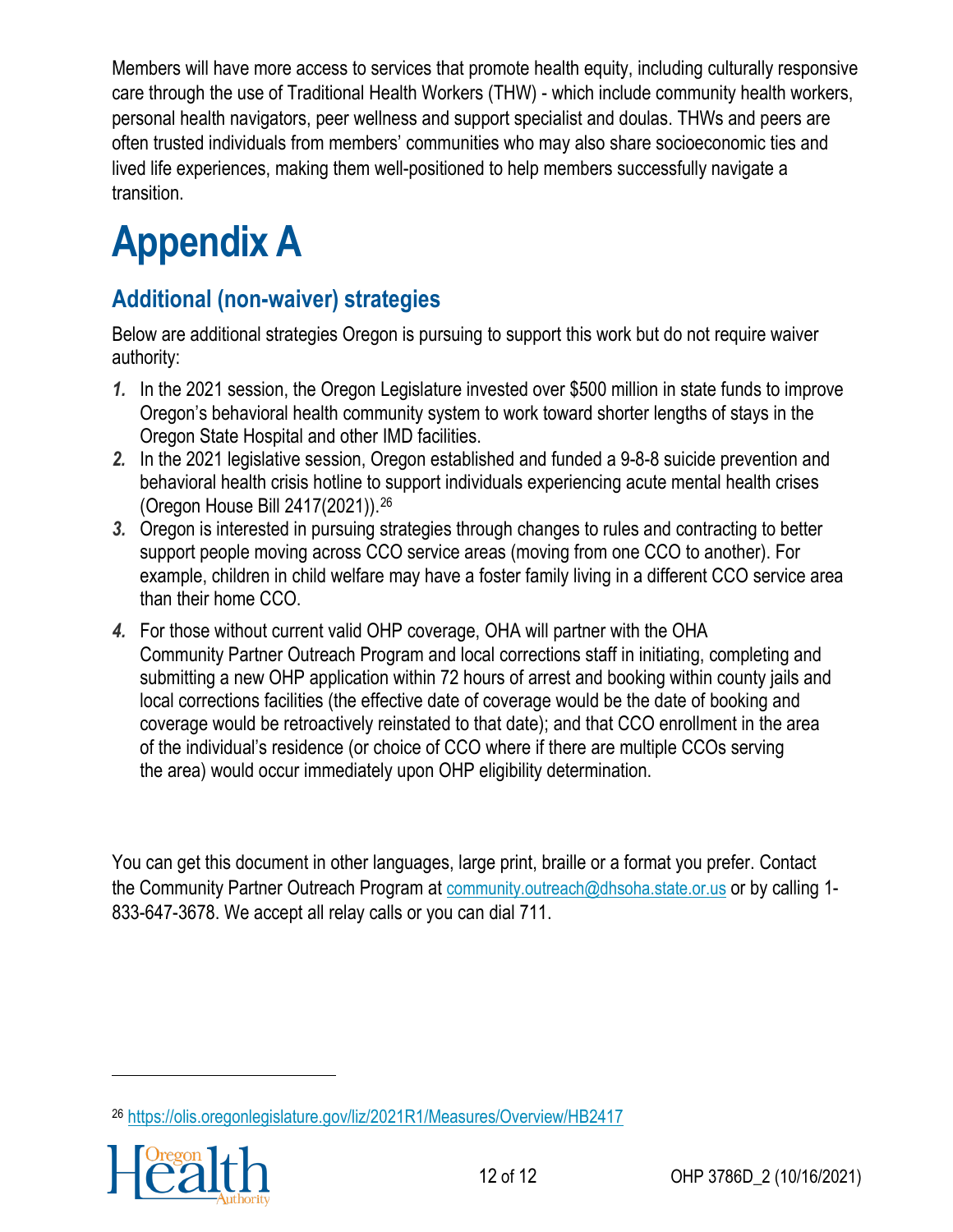Members will have more access to services that promote health equity, including culturally responsive care through the use of Traditional Health Workers (THW) - which include community health workers, personal health navigators, peer wellness and support specialist and doulas. THWs and peers are often trusted individuals from members' communities who may also share socioeconomic ties and lived life experiences, making them well-positioned to help members successfully navigate a transition.

# Appendix A

## Additional (non-waiver) strategies

Below are additional strategies Oregon is pursuing to support this work but do not require waiver authority:

1. In the 2021 session, the Oregon Legislature invested over $500 million in state funds to improve Oregon's behavioral health community system to work toward shorter lengths of stays in the Oregon State Hospital and other IMD facilities.
2. In the 2021 legislative session, Oregon established and funded a 9-8-8 suicide prevention and behavioral health crisis hotline to support individuals experiencing acute mental health crises (Oregon House Bill 2417(2021)).[26]
3. Oregon is interested in pursuing strategies through changes to rules and contracting to better support people moving across CCO service areas (moving from one CCO to another). For example, children in child welfare may have a foster family living in a different CCO service area than their home CCO.
4. For those without current valid OHP coverage, OHA will partner with the OHA Community Partner Outreach Program and local corrections staff in initiating, completing and submitting a new OHP application within 72 hours of arrest and booking within county jails and local corrections facilities (the effective date of coverage would be the date of booking and coverage would be retroactively reinstated to that date); and that CCO enrollment in the area of the individual's residence (or choice of CCO where if there are multiple CCOs serving the area) would occur immediately upon OHP eligibility determination.

You can get this document in other languages, large print, braille or a format you prefer. Contact the Community Partner Outreach Program at community.outreach@dhsoha.state.or.us or by calling 1-833-647-3678. We accept all relay calls or you can dial 711.

[26] https://olis.oregonlegislature.gov/liz/2021R1/Measures/Overview/HB2417

OHP 3786D_2 (10/16/2021)